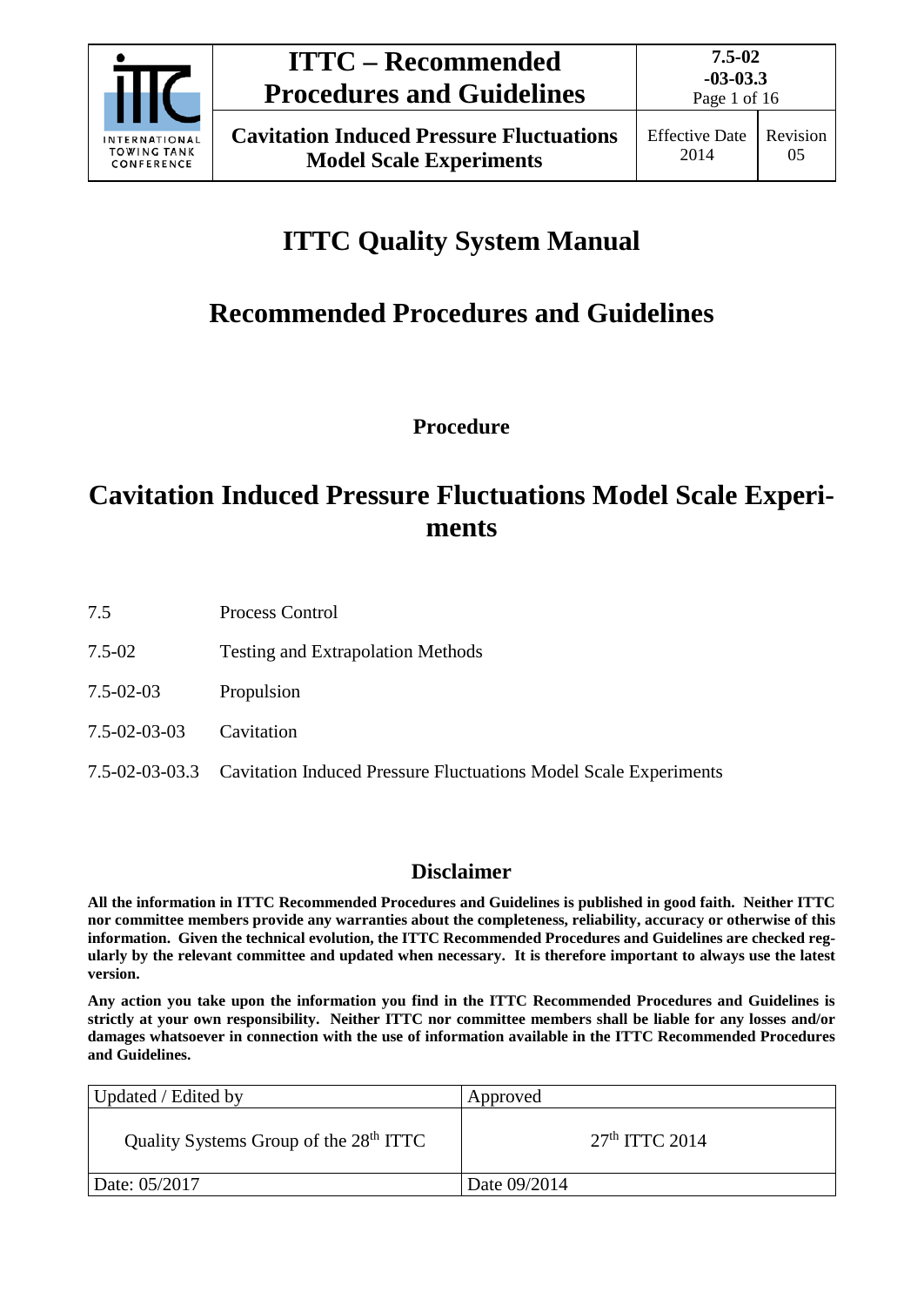# ITTC Quality System Manual

## Recommended Procedures and Guidelines

**Procedure**

## Cavitation Induced Pressure Fluctuations Model Scale Experiments

| | |
|---|---|
| 7.5 | Process Control |
| 7.5-02 | Testing and Extrapolation Methods |
| 7.5-02-03 | Propulsion |
| 7.5-02-03-03 | Cavitation |
| 7.5-02-03-03.3 | Cavitation Induced Pressure Fluctuations Model Scale Experiments |

### Disclaimer

**All the information in ITTC Recommended Procedures and Guidelines is published in good faith. Neither ITTC nor committee members provide any warranties about the completeness, reliability, accuracy or otherwise of this information. Given the technical evolution, the ITTC Recommended Procedures and Guidelines are checked regularly by the relevant committee and updated when necessary. It is therefore important to always use the latest version.**

**Any action you take upon the information you find in the ITTC Recommended Procedures and Guidelines is strictly at your own responsibility. Neither ITTC nor committee members shall be liable for any losses and/or damages whatsoever in connection with the use of information available in the ITTC Recommended Procedures and Guidelines.**

| Updated / Edited by | Approved |
|---|---|
| Quality Systems Group of the 28th ITTC | 27th ITTC 2014 |
| Date: 05/2017 | Date 09/2014 |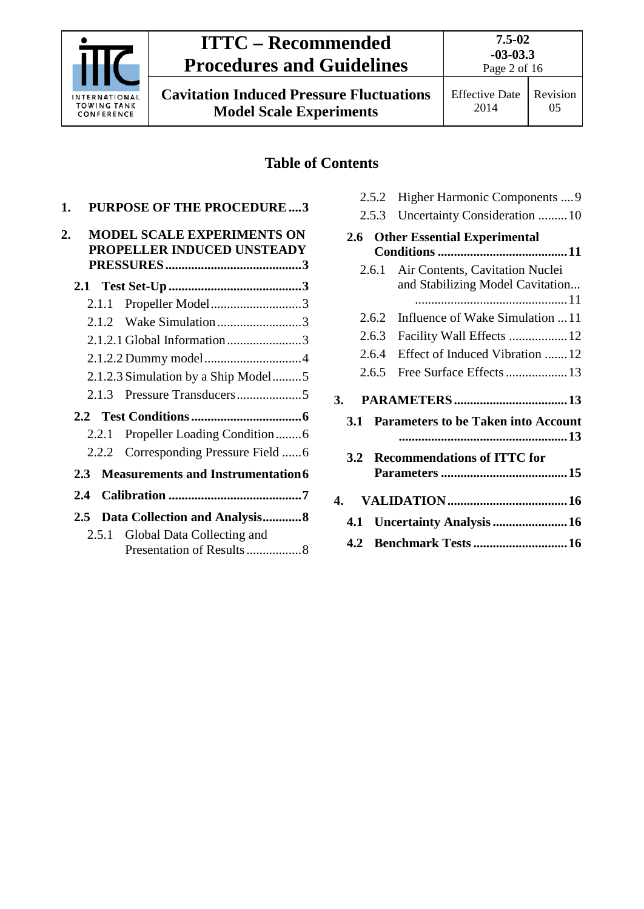## Table of Contents

1. **PURPOSE OF THE PROCEDURE ....3**
2. **MODEL SCALE EXPERIMENTS ON PROPELLER INDUCED UNSTEADY PRESSURES ....3**
   - **2.1 Test Set-Up ....3**
     - 2.1.1 Propeller Model ....3
     - 2.1.2 Wake Simulation ....3
     - 2.1.2.1 Global Information ....3
     - 2.1.2.2 Dummy model ....4
     - 2.1.2.3 Simulation by a Ship Model ....5
     - 2.1.3 Pressure Transducers ....5
   - **2.2 Test Conditions ....6**
     - 2.2.1 Propeller Loading Condition ....6
     - 2.2.2 Corresponding Pressure Field ....6
   - **2.3 Measurements and Instrumentation ....6**
   - **2.4 Calibration ....7**
   - **2.5 Data Collection and Analysis ....8**
     - 2.5.1 Global Data Collecting and Presentation of Results ....8
     - 2.5.2 Higher Harmonic Components ....9
     - 2.5.3 Uncertainty Consideration ....10
   - **2.6 Other Essential Experimental Conditions ....11**
     - 2.6.1 Air Contents, Cavitation Nuclei and Stabilizing Model Cavitation ....11
     - 2.6.2 Influence of Wake Simulation ....11
     - 2.6.3 Facility Wall Effects ....12
     - 2.6.4 Effect of Induced Vibration ....12
     - 2.6.5 Free Surface Effects ....13
3. **PARAMETERS ....13**
   - **3.1 Parameters to be Taken into Account ....13**
   - **3.2 Recommendations of ITTC for Parameters ....15**
4. **VALIDATION ....16**
   - **4.1 Uncertainty Analysis ....16**
   - **4.2 Benchmark Tests ....16**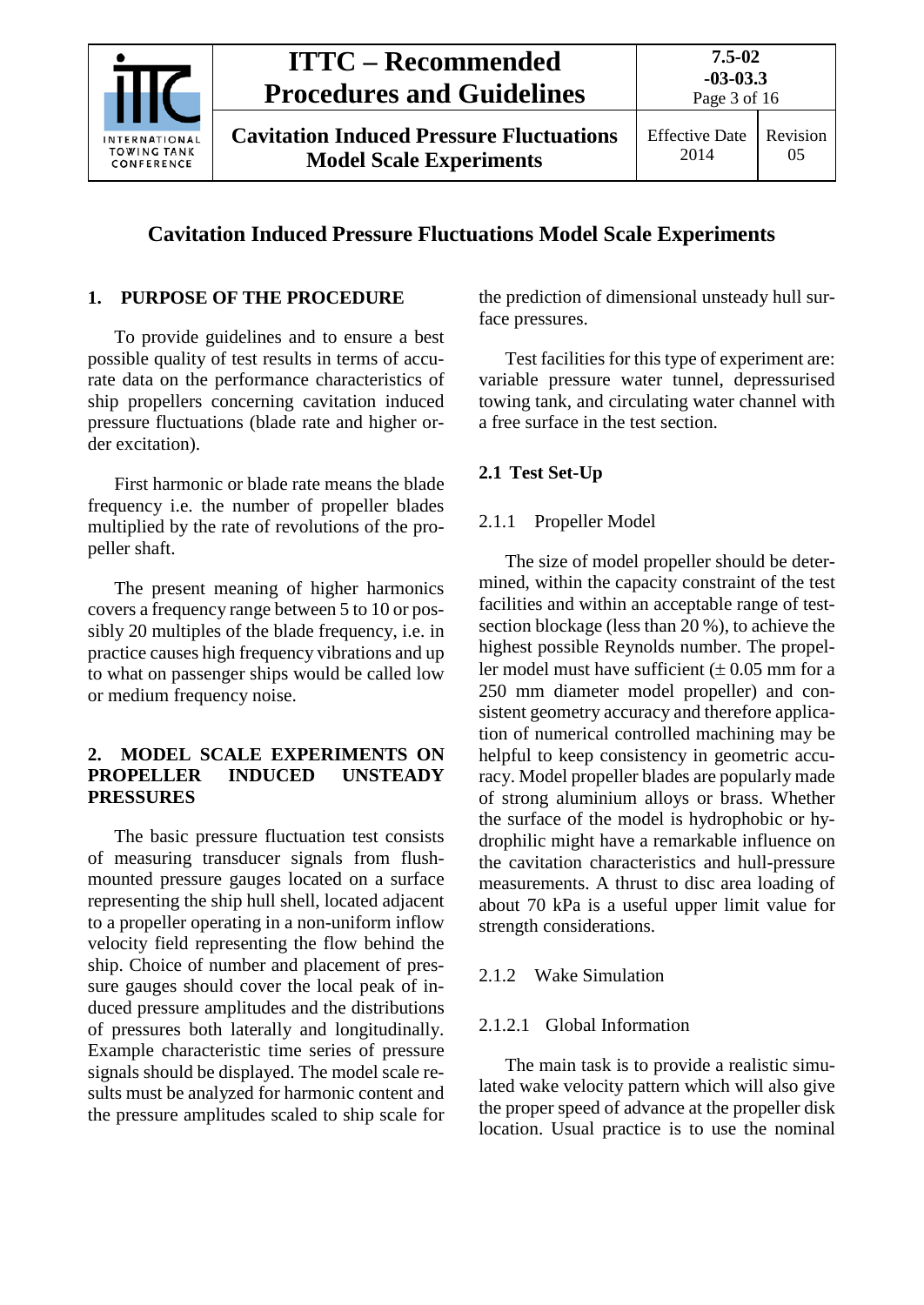# Cavitation Induced Pressure Fluctuations Model Scale Experiments

## 1. PURPOSE OF THE PROCEDURE

To provide guidelines and to ensure a best possible quality of test results in terms of accurate data on the performance characteristics of ship propellers concerning cavitation induced pressure fluctuations (blade rate and higher order excitation).

First harmonic or blade rate means the blade frequency i.e. the number of propeller blades multiplied by the rate of revolutions of the propeller shaft.

The present meaning of higher harmonics covers a frequency range between 5 to 10 or possibly 20 multiples of the blade frequency, i.e. in practice causes high frequency vibrations and up to what on passenger ships would be called low or medium frequency noise.

## 2. MODEL SCALE EXPERIMENTS ON PROPELLER INDUCED UNSTEADY PRESSURES

The basic pressure fluctuation test consists of measuring transducer signals from flush-mounted pressure gauges located on a surface representing the ship hull shell, located adjacent to a propeller operating in a non-uniform inflow velocity field representing the flow behind the ship. Choice of number and placement of pressure gauges should cover the local peak of induced pressure amplitudes and the distributions of pressures both laterally and longitudinally. Example characteristic time series of pressure signals should be displayed. The model scale results must be analyzed for harmonic content and the pressure amplitudes scaled to ship scale for the prediction of dimensional unsteady hull surface pressures.

Test facilities for this type of experiment are: variable pressure water tunnel, depressurised towing tank, and circulating water channel with a free surface in the test section.

### 2.1 Test Set-Up

#### 2.1.1 Propeller Model

The size of model propeller should be determined, within the capacity constraint of the test facilities and within an acceptable range of test-section blockage (less than 20 %), to achieve the highest possible Reynolds number. The propeller model must have sufficient (± 0.05 mm for a 250 mm diameter model propeller) and consistent geometry accuracy and therefore application of numerical controlled machining may be helpful to keep consistency in geometric accuracy. Model propeller blades are popularly made of strong aluminium alloys or brass. Whether the surface of the model is hydrophobic or hydrophilic might have a remarkable influence on the cavitation characteristics and hull-pressure measurements. A thrust to disc area loading of about 70 kPa is a useful upper limit value for strength considerations.

#### 2.1.2 Wake Simulation

##### 2.1.2.1 Global Information

The main task is to provide a realistic simulated wake velocity pattern which will also give the proper speed of advance at the propeller disk location. Usual practice is to use the nominal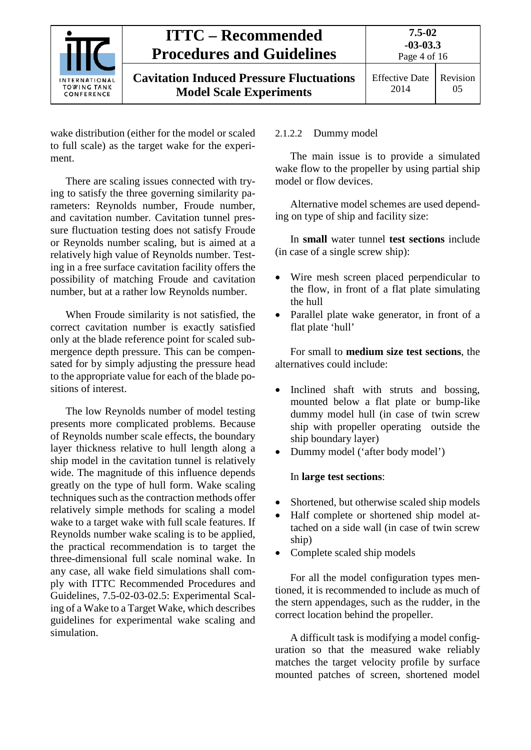wake distribution (either for the model or scaled to full scale) as the target wake for the experiment.

There are scaling issues connected with trying to satisfy the three governing similarity parameters: Reynolds number, Froude number, and cavitation number. Cavitation tunnel pressure fluctuation testing does not satisfy Froude or Reynolds number scaling, but is aimed at a relatively high value of Reynolds number. Testing in a free surface cavitation facility offers the possibility of matching Froude and cavitation number, but at a rather low Reynolds number.

When Froude similarity is not satisfied, the correct cavitation number is exactly satisfied only at the blade reference point for scaled submergence depth pressure. This can be compensated for by simply adjusting the pressure head to the appropriate value for each of the blade positions of interest.

The low Reynolds number of model testing presents more complicated problems. Because of Reynolds number scale effects, the boundary layer thickness relative to hull length along a ship model in the cavitation tunnel is relatively wide. The magnitude of this influence depends greatly on the type of hull form. Wake scaling techniques such as the contraction methods offer relatively simple methods for scaling a model wake to a target wake with full scale features. If Reynolds number wake scaling is to be applied, the practical recommendation is to target the three-dimensional full scale nominal wake. In any case, all wake field simulations shall comply with ITTC Recommended Procedures and Guidelines, 7.5-02-03-02.5: Experimental Scaling of a Wake to a Target Wake, which describes guidelines for experimental wake scaling and simulation.

#### 2.1.2.2 Dummy model

The main issue is to provide a simulated wake flow to the propeller by using partial ship model or flow devices.

Alternative model schemes are used depending on type of ship and facility size:

In **small** water tunnel **test sections** include (in case of a single screw ship):

- Wire mesh screen placed perpendicular to the flow, in front of a flat plate simulating the hull
- Parallel plate wake generator, in front of a flat plate 'hull'

For small to **medium size test sections**, the alternatives could include:

- Inclined shaft with struts and bossing, mounted below a flat plate or bump-like dummy model hull (in case of twin screw ship with propeller operating outside the ship boundary layer)
- Dummy model ('after body model')

In **large test sections**:

- Shortened, but otherwise scaled ship models
- Half complete or shortened ship model attached on a side wall (in case of twin screw ship)
- Complete scaled ship models

For all the model configuration types mentioned, it is recommended to include as much of the stern appendages, such as the rudder, in the correct location behind the propeller.

A difficult task is modifying a model configuration so that the measured wake reliably matches the target velocity profile by surface mounted patches of screen, shortened model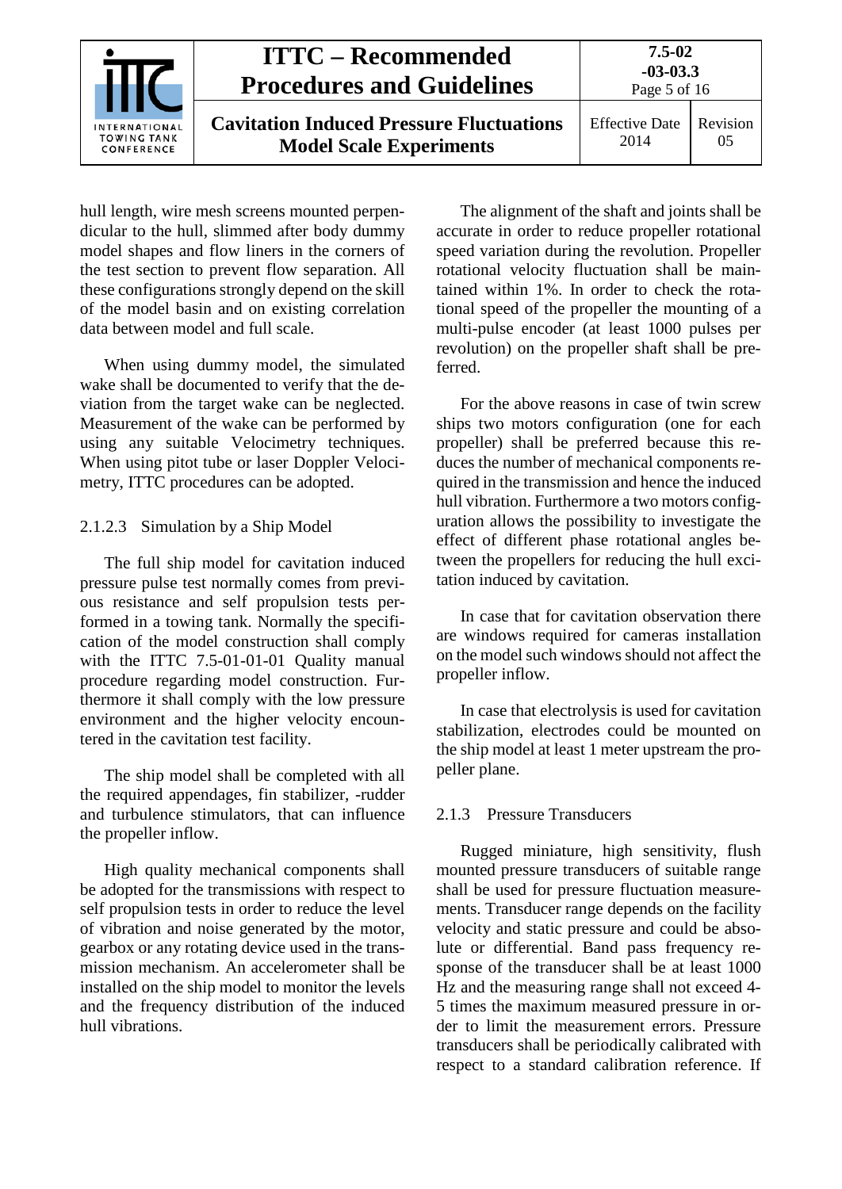hull length, wire mesh screens mounted perpendicular to the hull, slimmed after body dummy model shapes and flow liners in the corners of the test section to prevent flow separation. All these configurations strongly depend on the skill of the model basin and on existing correlation data between model and full scale.

When using dummy model, the simulated wake shall be documented to verify that the deviation from the target wake can be neglected. Measurement of the wake can be performed by using any suitable Velocimetry techniques. When using pitot tube or laser Doppler Velocimetry, ITTC procedures can be adopted.

#### 2.1.2.3 Simulation by a Ship Model

The full ship model for cavitation induced pressure pulse test normally comes from previous resistance and self propulsion tests performed in a towing tank. Normally the specification of the model construction shall comply with the ITTC 7.5-01-01-01 Quality manual procedure regarding model construction. Furthermore it shall comply with the low pressure environment and the higher velocity encountered in the cavitation test facility.

The ship model shall be completed with all the required appendages, fin stabilizer, -rudder and turbulence stimulators, that can influence the propeller inflow.

High quality mechanical components shall be adopted for the transmissions with respect to self propulsion tests in order to reduce the level of vibration and noise generated by the motor, gearbox or any rotating device used in the transmission mechanism. An accelerometer shall be installed on the ship model to monitor the levels and the frequency distribution of the induced hull vibrations.

The alignment of the shaft and joints shall be accurate in order to reduce propeller rotational speed variation during the revolution. Propeller rotational velocity fluctuation shall be maintained within 1%. In order to check the rotational speed of the propeller the mounting of a multi-pulse encoder (at least 1000 pulses per revolution) on the propeller shaft shall be preferred.

For the above reasons in case of twin screw ships two motors configuration (one for each propeller) shall be preferred because this reduces the number of mechanical components required in the transmission and hence the induced hull vibration. Furthermore a two motors configuration allows the possibility to investigate the effect of different phase rotational angles between the propellers for reducing the hull excitation induced by cavitation.

In case that for cavitation observation there are windows required for cameras installation on the model such windows should not affect the propeller inflow.

In case that electrolysis is used for cavitation stabilization, electrodes could be mounted on the ship model at least 1 meter upstream the propeller plane.

### 2.1.3 Pressure Transducers

Rugged miniature, high sensitivity, flush mounted pressure transducers of suitable range shall be used for pressure fluctuation measurements. Transducer range depends on the facility velocity and static pressure and could be absolute or differential. Band pass frequency response of the transducer shall be at least 1000 Hz and the measuring range shall not exceed 4-5 times the maximum measured pressure in order to limit the measurement errors. Pressure transducers shall be periodically calibrated with respect to a standard calibration reference. If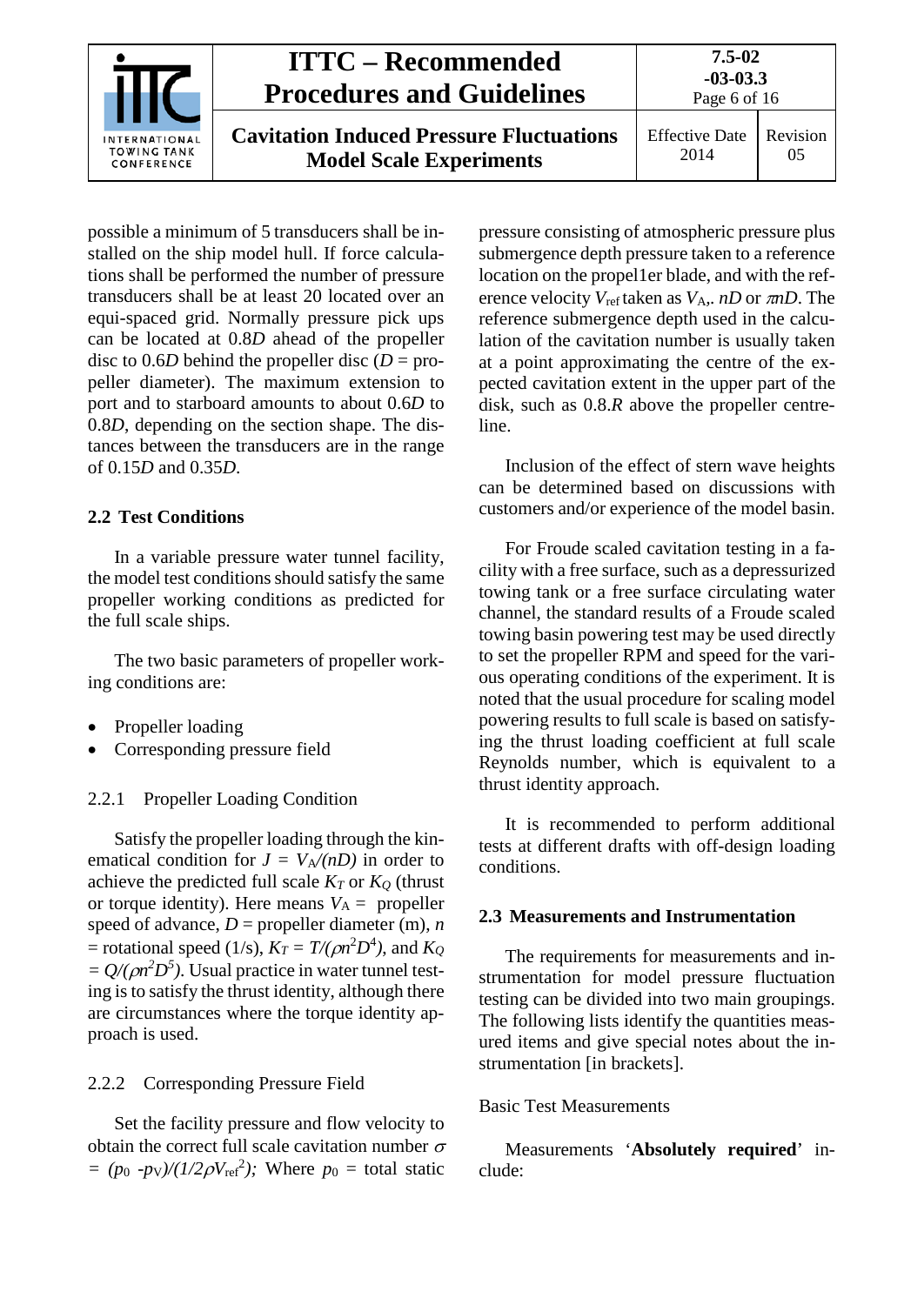possible a minimum of 5 transducers shall be installed on the ship model hull. If force calculations shall be performed the number of pressure transducers shall be at least 20 located over an equi-spaced grid. Normally pressure pick ups can be located at 0.8*D* ahead of the propeller disc to 0.6*D* behind the propeller disc (*D* = propeller diameter). The maximum extension to port and to starboard amounts to about 0.6*D* to 0.8*D*, depending on the section shape. The distances between the transducers are in the range of 0.15*D* and 0.35*D*.

## 2.2 Test Conditions

In a variable pressure water tunnel facility, the model test conditions should satisfy the same propeller working conditions as predicted for the full scale ships.

The two basic parameters of propeller working conditions are:

- Propeller loading
- Corresponding pressure field

### 2.2.1 Propeller Loading Condition

Satisfy the propeller loading through the kinematical condition for $J = V_A/(nD)$ in order to achieve the predicted full scale $K_T$ or $K_Q$ (thrust or torque identity). Here means $V_A$ = propeller speed of advance, $D$ = propeller diameter (m), $n$ = rotational speed (1/s), $K_T = T/(\rho n^2 D^4)$, and $K_Q = Q/(\rho n^2 D^5)$. Usual practice in water tunnel testing is to satisfy the thrust identity, although there are circumstances where the torque identity approach is used.

### 2.2.2 Corresponding Pressure Field

Set the facility pressure and flow velocity to obtain the correct full scale cavitation number $\sigma = (p_0 - p_V)/(1/2 \rho V_{ref}^2)$; Where $p_0$ = total static pressure consisting of atmospheric pressure plus submergence depth pressure taken to a reference location on the propel1er blade, and with the reference velocity $V_{ref}$ taken as $V_A$,. $nD$ or $\pi nD$. The reference submergence depth used in the calculation of the cavitation number is usually taken at a point approximating the centre of the expected cavitation extent in the upper part of the disk, such as 0.8.*R* above the propeller centreline.

Inclusion of the effect of stern wave heights can be determined based on discussions with customers and/or experience of the model basin.

For Froude scaled cavitation testing in a facility with a free surface, such as a depressurized towing tank or a free surface circulating water channel, the standard results of a Froude scaled towing basin powering test may be used directly to set the propeller RPM and speed for the various operating conditions of the experiment. It is noted that the usual procedure for scaling model powering results to full scale is based on satisfying the thrust loading coefficient at full scale Reynolds number, which is equivalent to a thrust identity approach.

It is recommended to perform additional tests at different drafts with off-design loading conditions.

## 2.3 Measurements and Instrumentation

The requirements for measurements and instrumentation for model pressure fluctuation testing can be divided into two main groupings. The following lists identify the quantities measured items and give special notes about the instrumentation [in brackets].

Basic Test Measurements

Measurements '**Absolutely required**' include: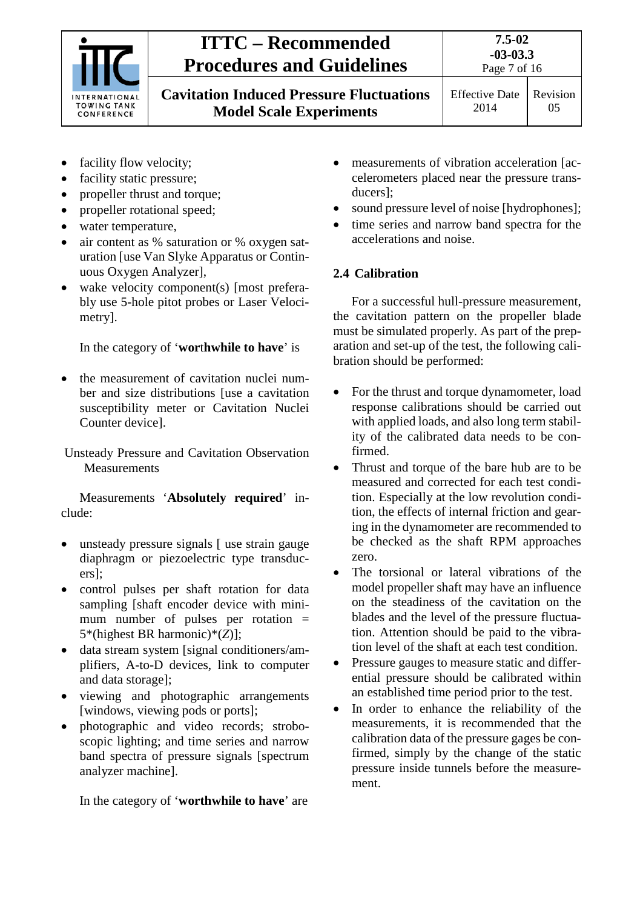- facility flow velocity;
- facility static pressure;
- propeller thrust and torque;
- propeller rotational speed;
- water temperature,
- air content as % saturation or % oxygen saturation [use Van Slyke Apparatus or Continuous Oxygen Analyzer],
- wake velocity component(s) [most preferably use 5-hole pitot probes or Laser Velocimetry].

In the category of '**worthwhile to have**' is

- the measurement of cavitation nuclei number and size distributions [use a cavitation susceptibility meter or Cavitation Nuclei Counter device].

Unsteady Pressure and Cavitation Observation Measurements

Measurements '**Absolutely required**' include:

- unsteady pressure signals [ use strain gauge diaphragm or piezoelectric type transducers];
- control pulses per shaft rotation for data sampling [shaft encoder device with minimum number of pulses per rotation = 5*(highest BR harmonic)*($Z$)];
- data stream system [signal conditioners/amplifiers, A-to-D devices, link to computer and data storage];
- viewing and photographic arrangements [windows, viewing pods or ports];
- photographic and video records; stroboscopic lighting; and time series and narrow band spectra of pressure signals [spectrum analyzer machine].

In the category of '**worthwhile to have**' are

- measurements of vibration acceleration [accelerometers placed near the pressure transducers];
- sound pressure level of noise [hydrophones];
- time series and narrow band spectra for the accelerations and noise.

## 2.4 Calibration

For a successful hull-pressure measurement, the cavitation pattern on the propeller blade must be simulated properly. As part of the preparation and set-up of the test, the following calibration should be performed:

- For the thrust and torque dynamometer, load response calibrations should be carried out with applied loads, and also long term stability of the calibrated data needs to be confirmed.
- Thrust and torque of the bare hub are to be measured and corrected for each test condition. Especially at the low revolution condition, the effects of internal friction and gearing in the dynamometer are recommended to be checked as the shaft RPM approaches zero.
- The torsional or lateral vibrations of the model propeller shaft may have an influence on the steadiness of the cavitation on the blades and the level of the pressure fluctuation. Attention should be paid to the vibration level of the shaft at each test condition.
- Pressure gauges to measure static and differential pressure should be calibrated within an established time period prior to the test.
- In order to enhance the reliability of the measurements, it is recommended that the calibration data of the pressure gages be confirmed, simply by the change of the static pressure inside tunnels before the measurement.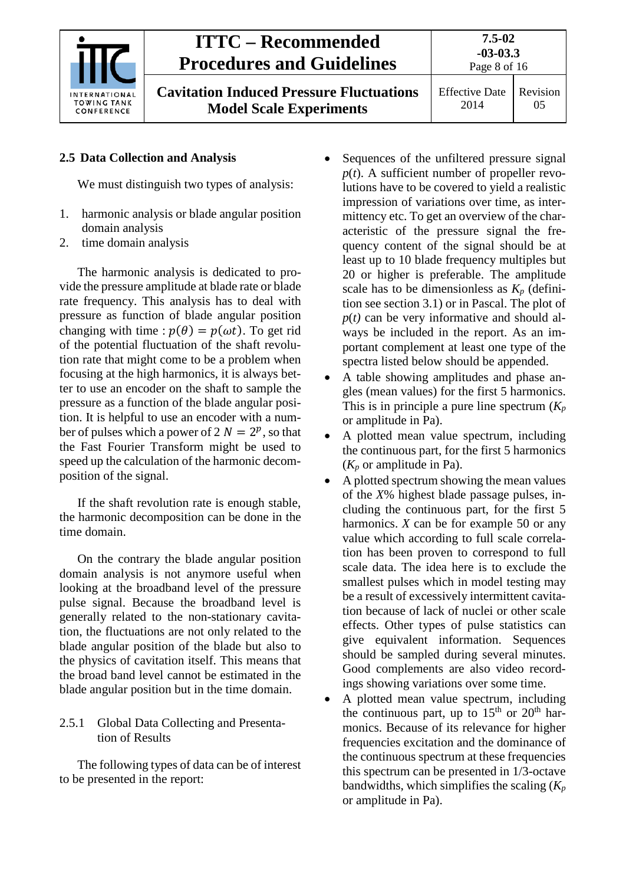## 2.5 Data Collection and Analysis

We must distinguish two types of analysis:

1. harmonic analysis or blade angular position domain analysis
2. time domain analysis

The harmonic analysis is dedicated to provide the pressure amplitude at blade rate or blade rate frequency. This analysis has to deal with pressure as function of blade angular position changing with time : $p(\theta) = p(\omega t)$. To get rid of the potential fluctuation of the shaft revolution rate that might come to be a problem when focusing at the high harmonics, it is always better to use an encoder on the shaft to sample the pressure as a function of the blade angular position. It is helpful to use an encoder with a number of pulses which a power of 2 $N = 2^p$, so that the Fast Fourier Transform might be used to speed up the calculation of the harmonic decomposition of the signal.

If the shaft revolution rate is enough stable, the harmonic decomposition can be done in the time domain.

On the contrary the blade angular position domain analysis is not anymore useful when looking at the broadband level of the pressure pulse signal. Because the broadband level is generally related to the non-stationary cavitation, the fluctuations are not only related to the blade angular position of the blade but also to the physics of cavitation itself. This means that the broad band level cannot be estimated in the blade angular position but in the time domain.

### 2.5.1 Global Data Collecting and Presentation of Results

The following types of data can be of interest to be presented in the report:

- Sequences of the unfiltered pressure signal $p(t)$. A sufficient number of propeller revolutions have to be covered to yield a realistic impression of variations over time, as intermittency etc. To get an overview of the characteristic of the pressure signal the frequency content of the signal should be at least up to 10 blade frequency multiples but 20 or higher is preferable. The amplitude scale has to be dimensionless as $K_p$ (definition see section 3.1) or in Pascal. The plot of $p(t)$ can be very informative and should always be included in the report. As an important complement at least one type of the spectra listed below should be appended.
- A table showing amplitudes and phase angles (mean values) for the first 5 harmonics. This is in principle a pure line spectrum ($K_p$ or amplitude in Pa).
- A plotted mean value spectrum, including the continuous part, for the first 5 harmonics ($K_p$ or amplitude in Pa).
- A plotted spectrum showing the mean values of the $X$% highest blade passage pulses, including the continuous part, for the first 5 harmonics. $X$ can be for example 50 or any value which according to full scale correlation has been proven to correspond to full scale data. The idea here is to exclude the smallest pulses which in model testing may be a result of excessively intermittent cavitation because of lack of nuclei or other scale effects. Other types of pulse statistics can give equivalent information. Sequences should be sampled during several minutes. Good complements are also video recordings showing variations over some time.
- A plotted mean value spectrum, including the continuous part, up to 15[th] or 20[th] harmonics. Because of its relevance for higher frequencies excitation and the dominance of the continuous spectrum at these frequencies this spectrum can be presented in 1/3-octave bandwidths, which simplifies the scaling ($K_p$ or amplitude in Pa).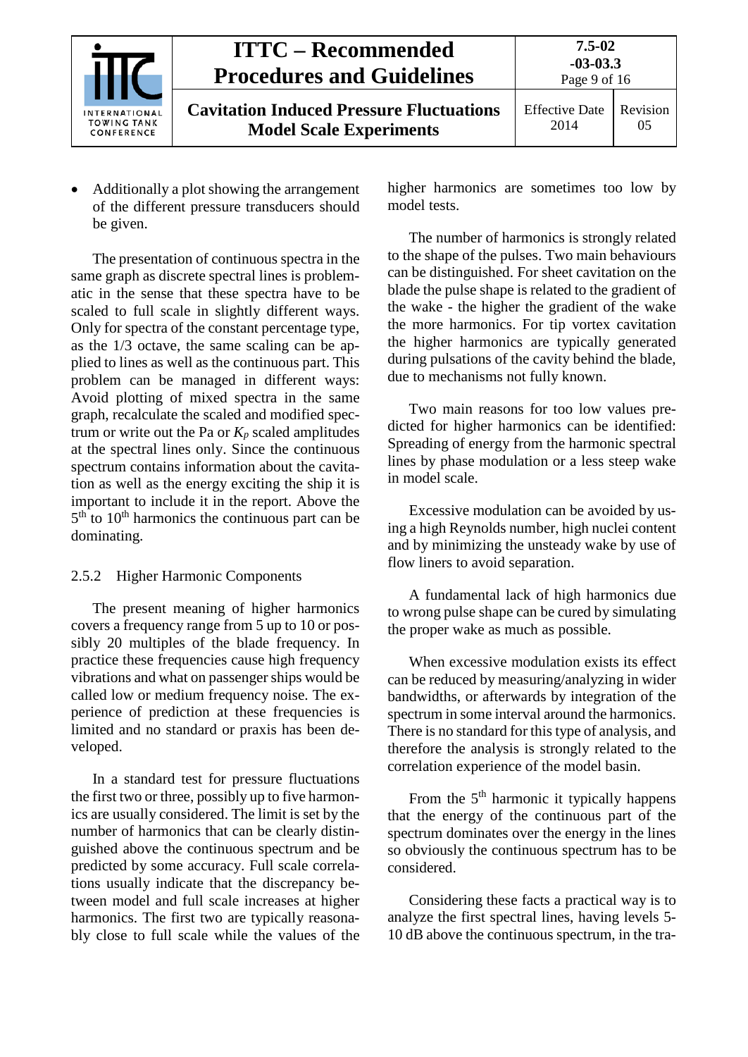- Additionally a plot showing the arrangement of the different pressure transducers should be given.

The presentation of continuous spectra in the same graph as discrete spectral lines is problematic in the sense that these spectra have to be scaled to full scale in slightly different ways. Only for spectra of the constant percentage type, as the 1/3 octave, the same scaling can be applied to lines as well as the continuous part. This problem can be managed in different ways: Avoid plotting of mixed spectra in the same graph, recalculate the scaled and modified spectrum or write out the Pa or $K_p$ scaled amplitudes at the spectral lines only. Since the continuous spectrum contains information about the cavitation as well as the energy exciting the ship it is important to include it in the report. Above the $5^{th}$ to $10^{th}$ harmonics the continuous part can be dominating.

### 2.5.2 Higher Harmonic Components

The present meaning of higher harmonics covers a frequency range from 5 up to 10 or possibly 20 multiples of the blade frequency. In practice these frequencies cause high frequency vibrations and what on passenger ships would be called low or medium frequency noise. The experience of prediction at these frequencies is limited and no standard or praxis has been developed.

In a standard test for pressure fluctuations the first two or three, possibly up to five harmonics are usually considered. The limit is set by the number of harmonics that can be clearly distinguished above the continuous spectrum and be predicted by some accuracy. Full scale correlations usually indicate that the discrepancy between model and full scale increases at higher harmonics. The first two are typically reasonably close to full scale while the values of the higher harmonics are sometimes too low by model tests.

The number of harmonics is strongly related to the shape of the pulses. Two main behaviours can be distinguished. For sheet cavitation on the blade the pulse shape is related to the gradient of the wake - the higher the gradient of the wake the more harmonics. For tip vortex cavitation the higher harmonics are typically generated during pulsations of the cavity behind the blade, due to mechanisms not fully known.

Two main reasons for too low values predicted for higher harmonics can be identified: Spreading of energy from the harmonic spectral lines by phase modulation or a less steep wake in model scale.

Excessive modulation can be avoided by using a high Reynolds number, high nuclei content and by minimizing the unsteady wake by use of flow liners to avoid separation.

A fundamental lack of high harmonics due to wrong pulse shape can be cured by simulating the proper wake as much as possible.

When excessive modulation exists its effect can be reduced by measuring/analyzing in wider bandwidths, or afterwards by integration of the spectrum in some interval around the harmonics. There is no standard for this type of analysis, and therefore the analysis is strongly related to the correlation experience of the model basin.

From the $5^{th}$ harmonic it typically happens that the energy of the continuous part of the spectrum dominates over the energy in the lines so obviously the continuous spectrum has to be considered.

Considering these facts a practical way is to analyze the first spectral lines, having levels 5-10 dB above the continuous spectrum, in the tra-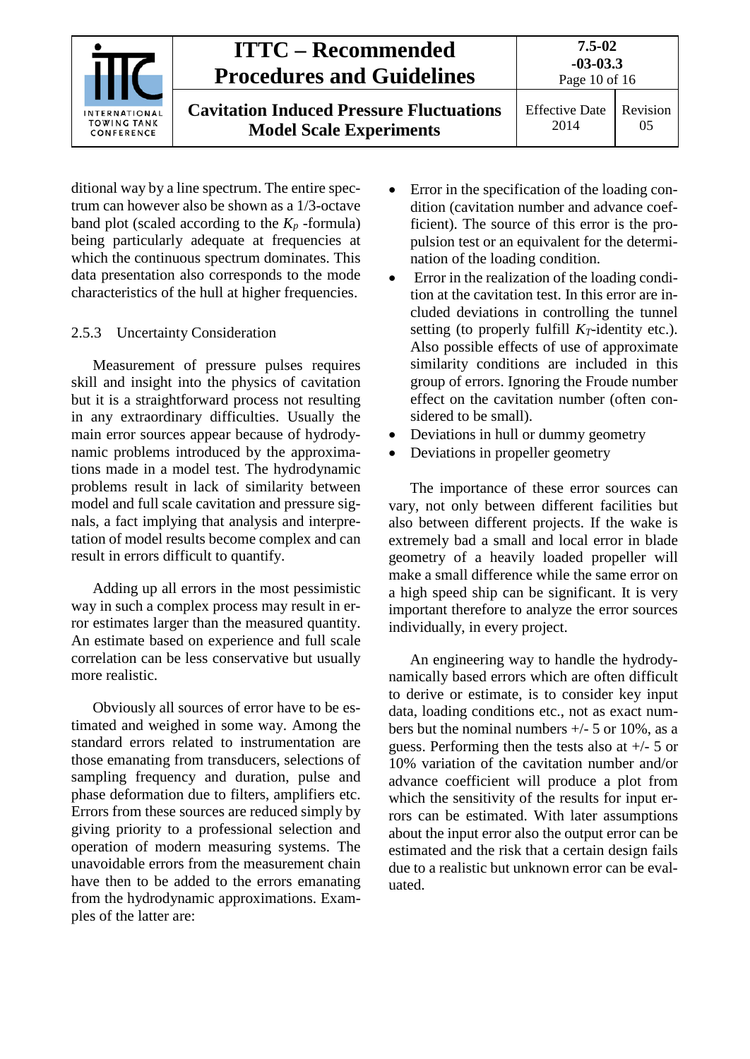ditional way by a line spectrum. The entire spectrum can however also be shown as a 1/3-octave band plot (scaled according to the $K_p$ -formula) being particularly adequate at frequencies at which the continuous spectrum dominates. This data presentation also corresponds to the mode characteristics of the hull at higher frequencies.

### 2.5.3 Uncertainty Consideration

Measurement of pressure pulses requires skill and insight into the physics of cavitation but it is a straightforward process not resulting in any extraordinary difficulties. Usually the main error sources appear because of hydrodynamic problems introduced by the approximations made in a model test. The hydrodynamic problems result in lack of similarity between model and full scale cavitation and pressure signals, a fact implying that analysis and interpretation of model results become complex and can result in errors difficult to quantify.

Adding up all errors in the most pessimistic way in such a complex process may result in error estimates larger than the measured quantity. An estimate based on experience and full scale correlation can be less conservative but usually more realistic.

Obviously all sources of error have to be estimated and weighed in some way. Among the standard errors related to instrumentation are those emanating from transducers, selections of sampling frequency and duration, pulse and phase deformation due to filters, amplifiers etc. Errors from these sources are reduced simply by giving priority to a professional selection and operation of modern measuring systems. The unavoidable errors from the measurement chain have then to be added to the errors emanating from the hydrodynamic approximations. Examples of the latter are:

- Error in the specification of the loading condition (cavitation number and advance coefficient). The source of this error is the propulsion test or an equivalent for the determination of the loading condition.
- Error in the realization of the loading condition at the cavitation test. In this error are included deviations in controlling the tunnel setting (to properly fulfill $K_T$-identity etc.). Also possible effects of use of approximate similarity conditions are included in this group of errors. Ignoring the Froude number effect on the cavitation number (often considered to be small).
- Deviations in hull or dummy geometry
- Deviations in propeller geometry

The importance of these error sources can vary, not only between different facilities but also between different projects. If the wake is extremely bad a small and local error in blade geometry of a heavily loaded propeller will make a small difference while the same error on a high speed ship can be significant. It is very important therefore to analyze the error sources individually, in every project.

An engineering way to handle the hydrodynamically based errors which are often difficult to derive or estimate, is to consider key input data, loading conditions etc., not as exact numbers but the nominal numbers +/- 5 or 10%, as a guess. Performing then the tests also at +/- 5 or 10% variation of the cavitation number and/or advance coefficient will produce a plot from which the sensitivity of the results for input errors can be estimated. With later assumptions about the input error also the output error can be estimated and the risk that a certain design fails due to a realistic but unknown error can be evaluated.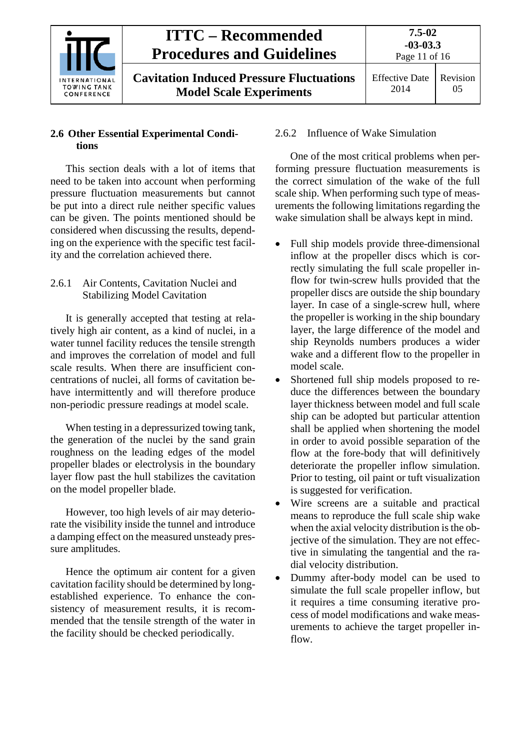## 2.6 Other Essential Experimental Conditions

This section deals with a lot of items that need to be taken into account when performing pressure fluctuation measurements but cannot be put into a direct rule neither specific values can be given. The points mentioned should be considered when discussing the results, depending on the experience with the specific test facility and the correlation achieved there.

### 2.6.1 Air Contents, Cavitation Nuclei and Stabilizing Model Cavitation

It is generally accepted that testing at relatively high air content, as a kind of nuclei, in a water tunnel facility reduces the tensile strength and improves the correlation of model and full scale results. When there are insufficient concentrations of nuclei, all forms of cavitation behave intermittently and will therefore produce non-periodic pressure readings at model scale.

When testing in a depressurized towing tank, the generation of the nuclei by the sand grain roughness on the leading edges of the model propeller blades or electrolysis in the boundary layer flow past the hull stabilizes the cavitation on the model propeller blade.

However, too high levels of air may deteriorate the visibility inside the tunnel and introduce a damping effect on the measured unsteady pressure amplitudes.

Hence the optimum air content for a given cavitation facility should be determined by long-established experience. To enhance the consistency of measurement results, it is recommended that the tensile strength of the water in the facility should be checked periodically.

### 2.6.2 Influence of Wake Simulation

One of the most critical problems when performing pressure fluctuation measurements is the correct simulation of the wake of the full scale ship. When performing such type of measurements the following limitations regarding the wake simulation shall be always kept in mind.

- Full ship models provide three-dimensional inflow at the propeller discs which is correctly simulating the full scale propeller inflow for twin-screw hulls provided that the propeller discs are outside the ship boundary layer. In case of a single-screw hull, where the propeller is working in the ship boundary layer, the large difference of the model and ship Reynolds numbers produces a wider wake and a different flow to the propeller in model scale.
- Shortened full ship models proposed to reduce the differences between the boundary layer thickness between model and full scale ship can be adopted but particular attention shall be applied when shortening the model in order to avoid possible separation of the flow at the fore-body that will definitively deteriorate the propeller inflow simulation. Prior to testing, oil paint or tuft visualization is suggested for verification.
- Wire screens are a suitable and practical means to reproduce the full scale ship wake when the axial velocity distribution is the objective of the simulation. They are not effective in simulating the tangential and the radial velocity distribution.
- Dummy after-body model can be used to simulate the full scale propeller inflow, but it requires a time consuming iterative process of model modifications and wake measurements to achieve the target propeller inflow.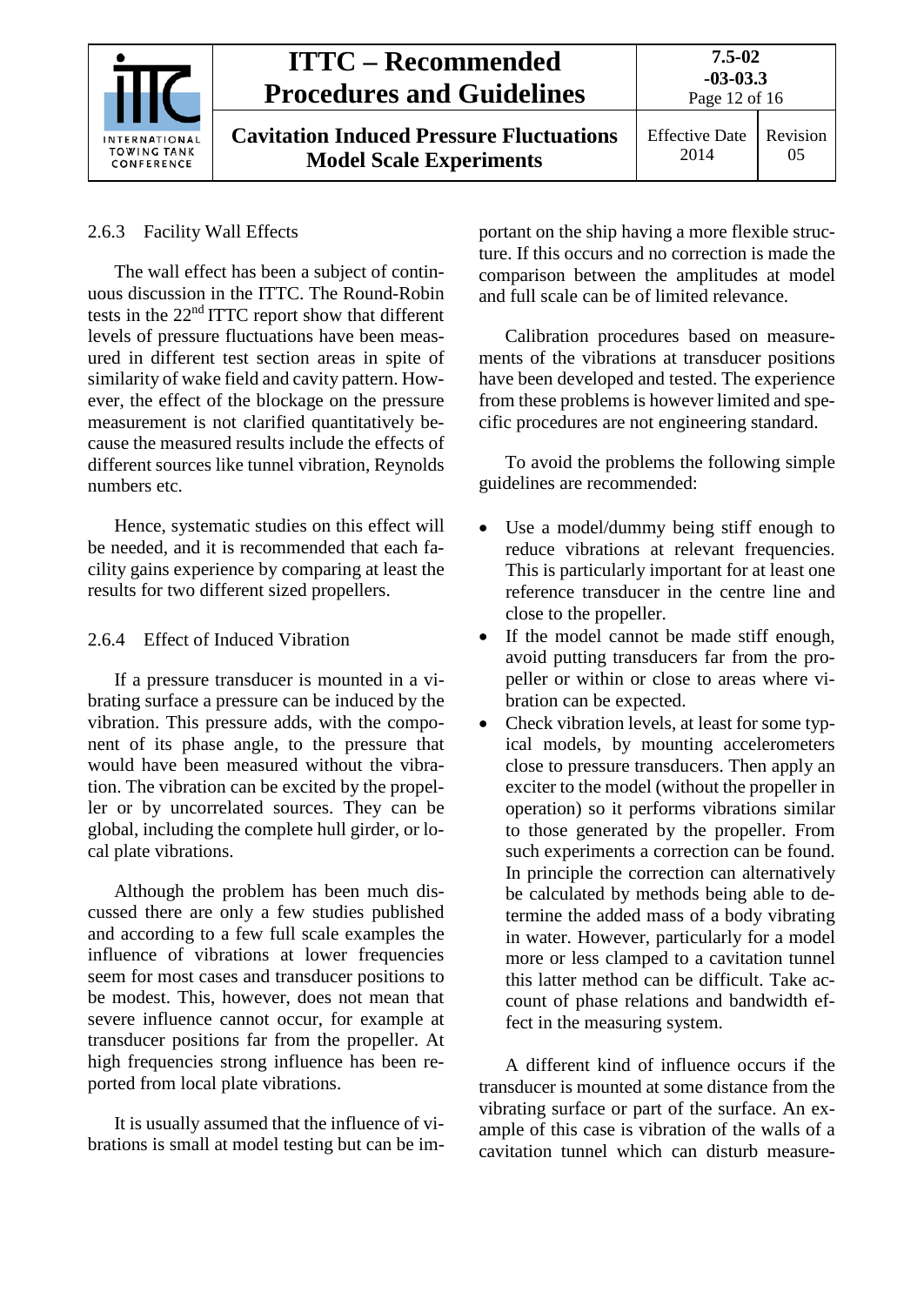### 2.6.3 Facility Wall Effects

The wall effect has been a subject of continuous discussion in the ITTC. The Round-Robin tests in the 22nd ITTC report show that different levels of pressure fluctuations have been measured in different test section areas in spite of similarity of wake field and cavity pattern. However, the effect of the blockage on the pressure measurement is not clarified quantitatively because the measured results include the effects of different sources like tunnel vibration, Reynolds numbers etc.

Hence, systematic studies on this effect will be needed, and it is recommended that each facility gains experience by comparing at least the results for two different sized propellers.

### 2.6.4 Effect of Induced Vibration

If a pressure transducer is mounted in a vibrating surface a pressure can be induced by the vibration. This pressure adds, with the component of its phase angle, to the pressure that would have been measured without the vibration. The vibration can be excited by the propeller or by uncorrelated sources. They can be global, including the complete hull girder, or local plate vibrations.

Although the problem has been much discussed there are only a few studies published and according to a few full scale examples the influence of vibrations at lower frequencies seem for most cases and transducer positions to be modest. This, however, does not mean that severe influence cannot occur, for example at transducer positions far from the propeller. At high frequencies strong influence has been reported from local plate vibrations.

It is usually assumed that the influence of vibrations is small at model testing but can be important on the ship having a more flexible structure. If this occurs and no correction is made the comparison between the amplitudes at model and full scale can be of limited relevance.

Calibration procedures based on measurements of the vibrations at transducer positions have been developed and tested. The experience from these problems is however limited and specific procedures are not engineering standard.

To avoid the problems the following simple guidelines are recommended:

- Use a model/dummy being stiff enough to reduce vibrations at relevant frequencies. This is particularly important for at least one reference transducer in the centre line and close to the propeller.
- If the model cannot be made stiff enough, avoid putting transducers far from the propeller or within or close to areas where vibration can be expected.
- Check vibration levels, at least for some typical models, by mounting accelerometers close to pressure transducers. Then apply an exciter to the model (without the propeller in operation) so it performs vibrations similar to those generated by the propeller. From such experiments a correction can be found. In principle the correction can alternatively be calculated by methods being able to determine the added mass of a body vibrating in water. However, particularly for a model more or less clamped to a cavitation tunnel this latter method can be difficult. Take account of phase relations and bandwidth effect in the measuring system.

A different kind of influence occurs if the transducer is mounted at some distance from the vibrating surface or part of the surface. An example of this case is vibration of the walls of a cavitation tunnel which can disturb measure-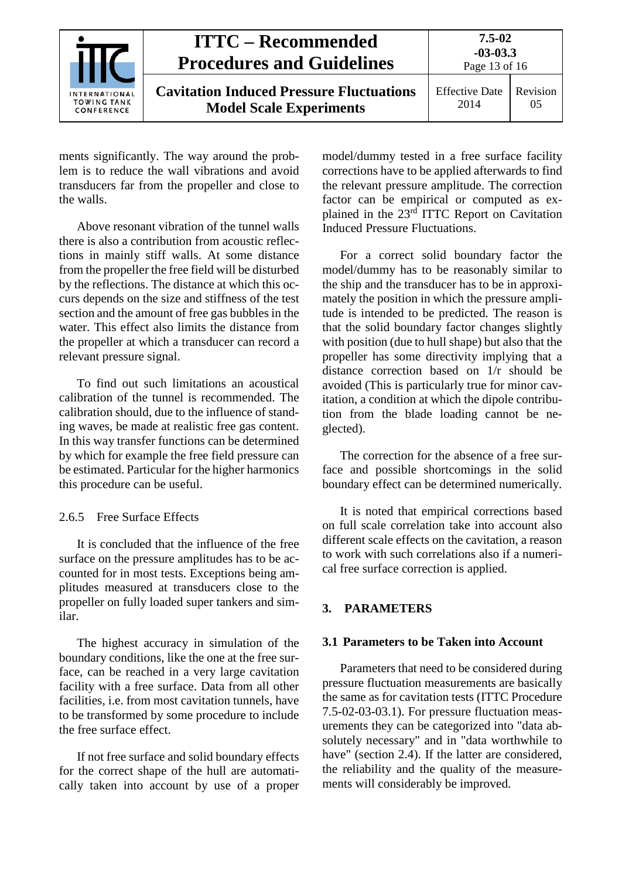ments significantly. The way around the problem is to reduce the wall vibrations and avoid transducers far from the propeller and close to the walls.

Above resonant vibration of the tunnel walls there is also a contribution from acoustic reflections in mainly stiff walls. At some distance from the propeller the free field will be disturbed by the reflections. The distance at which this occurs depends on the size and stiffness of the test section and the amount of free gas bubbles in the water. This effect also limits the distance from the propeller at which a transducer can record a relevant pressure signal.

To find out such limitations an acoustical calibration of the tunnel is recommended. The calibration should, due to the influence of standing waves, be made at realistic free gas content. In this way transfer functions can be determined by which for example the free field pressure can be estimated. Particular for the higher harmonics this procedure can be useful.

### 2.6.5 Free Surface Effects

It is concluded that the influence of the free surface on the pressure amplitudes has to be accounted for in most tests. Exceptions being amplitudes measured at transducers close to the propeller on fully loaded super tankers and similar.

The highest accuracy in simulation of the boundary conditions, like the one at the free surface, can be reached in a very large cavitation facility with a free surface. Data from all other facilities, i.e. from most cavitation tunnels, have to be transformed by some procedure to include the free surface effect.

If not free surface and solid boundary effects for the correct shape of the hull are automatically taken into account by use of a proper model/dummy tested in a free surface facility corrections have to be applied afterwards to find the relevant pressure amplitude. The correction factor can be empirical or computed as explained in the 23rd ITTC Report on Cavitation Induced Pressure Fluctuations.

For a correct solid boundary factor the model/dummy has to be reasonably similar to the ship and the transducer has to be in approximately the position in which the pressure amplitude is intended to be predicted. The reason is that the solid boundary factor changes slightly with position (due to hull shape) but also that the propeller has some directivity implying that a distance correction based on 1/r should be avoided (This is particularly true for minor cavitation, a condition at which the dipole contribution from the blade loading cannot be neglected).

The correction for the absence of a free surface and possible shortcomings in the solid boundary effect can be determined numerically.

It is noted that empirical corrections based on full scale correlation take into account also different scale effects on the cavitation, a reason to work with such correlations also if a numerical free surface correction is applied.

## 3. PARAMETERS

### 3.1 Parameters to be Taken into Account

Parameters that need to be considered during pressure fluctuation measurements are basically the same as for cavitation tests (ITTC Procedure 7.5-02-03-03.1). For pressure fluctuation measurements they can be categorized into "data absolutely necessary" and in "data worthwhile to have" (section 2.4). If the latter are considered, the reliability and the quality of the measurements will considerably be improved.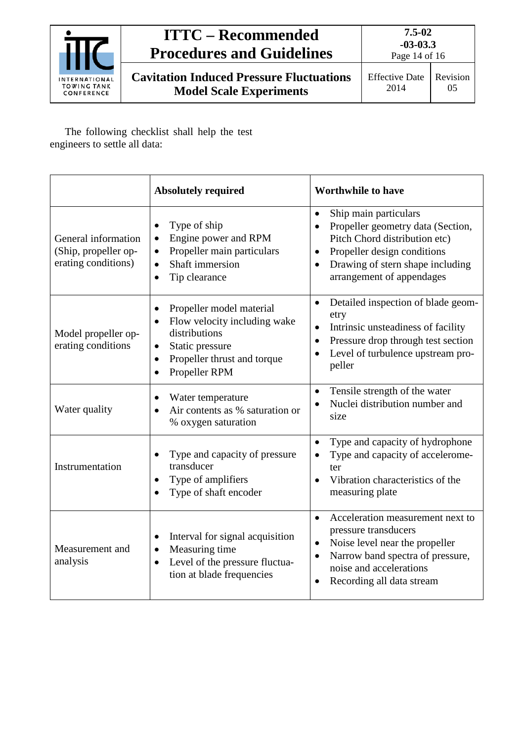The following checklist shall help the test engineers to settle all data:

| | Absolutely required | Worthwhile to have |
|---|---|---|
| General information (Ship, propeller operating conditions) | • Type of ship<br>• Engine power and RPM<br>• Propeller main particulars<br>• Shaft immersion<br>• Tip clearance | • Ship main particulars<br>• Propeller geometry data (Section, Pitch Chord distribution etc)<br>• Propeller design conditions<br>• Drawing of stern shape including arrangement of appendages |
| Model propeller operating conditions | • Propeller model material<br>• Flow velocity including wake distributions<br>• Static pressure<br>• Propeller thrust and torque<br>• Propeller RPM | • Detailed inspection of blade geometry<br>• Intrinsic unsteadiness of facility<br>• Pressure drop through test section<br>• Level of turbulence upstream propeller |
| Water quality | • Water temperature<br>• Air contents as % saturation or % oxygen saturation | • Tensile strength of the water<br>• Nuclei distribution number and size |
| Instrumentation | • Type and capacity of pressure transducer<br>• Type of amplifiers<br>• Type of shaft encoder | • Type and capacity of hydrophone<br>• Type and capacity of accelerometer<br>• Vibration characteristics of the measuring plate |
| Measurement and analysis | • Interval for signal acquisition<br>• Measuring time<br>• Level of the pressure fluctuation at blade frequencies | • Acceleration measurement next to pressure transducers<br>• Noise level near the propeller<br>• Narrow band spectra of pressure, noise and accelerations<br>• Recording all data stream |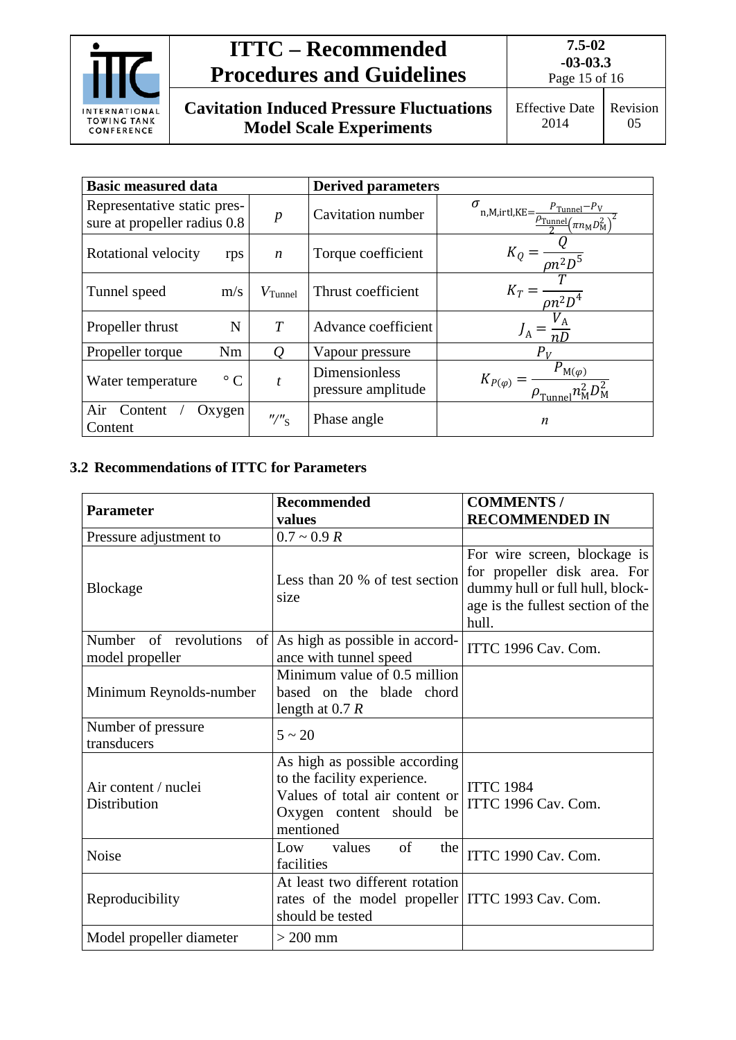| Basic measured data | | | Derived parameters | |
|---|---|---|---|---|
| Representative static pressure at propeller radius 0.8 | | $p$ | Cavitation number | $\sigma_{n,M,irtl,KE}=\frac{p_{Tunnel}-p_V}{\frac{\rho_{Tunnel}}{2}\left(\pi n_M D_M^2\right)^2}$ |
| Rotational velocity | rps | $n$ | Torque coefficient | $K_Q = \frac{Q}{\rho n^2 D^5}$ |
| Tunnel speed | m/s | $V_{Tunnel}$ | Thrust coefficient | $K_T = \frac{T}{\rho n^2 D^4}$ |
| Propeller thrust | N | $T$ | Advance coefficient | $J_A = \frac{V_A}{nD}$ |
| Propeller torque | Nm | $Q$ | Vapour pressure | $P_V$ |
| Water temperature | ° C | $t$ | Dimensionless pressure amplitude | $K_{P(\varphi)} = \frac{P_{M(\varphi)}}{\rho_{Tunnel} n_M^2 D_M^2}$ |
| Air Content / Oxygen Content | | $''/''_S$ | Phase angle | $n$ |

### 3.2 Recommendations of ITTC for Parameters

| Parameter | Recommended values | COMMENTS / RECOMMENDED IN |
|---|---|---|
| Pressure adjustment to | 0.7 ~ 0.9 $R$ | |
| Blockage | Less than 20 % of test section size | For wire screen, blockage is for propeller disk area. For dummy hull or full hull, blockage is the fullest section of the hull. |
| Number of revolutions of model propeller | As high as possible in accordance with tunnel speed | ITTC 1996 Cav. Com. |
| Minimum Reynolds-number | Minimum value of 0.5 million based on the blade chord length at 0.7 $R$ | |
| Number of pressure transducers | 5 ~ 20 | |
| Air content / nuclei Distribution | As high as possible according to the facility experience. Values of total air content or Oxygen content should be mentioned | ITTC 1984<br>ITTC 1996 Cav. Com. |
| Noise | Low values of the facilities | ITTC 1990 Cav. Com. |
| Reproducibility | At least two different rotation rates of the model propeller should be tested | ITTC 1993 Cav. Com. |
| Model propeller diameter | > 200 mm | |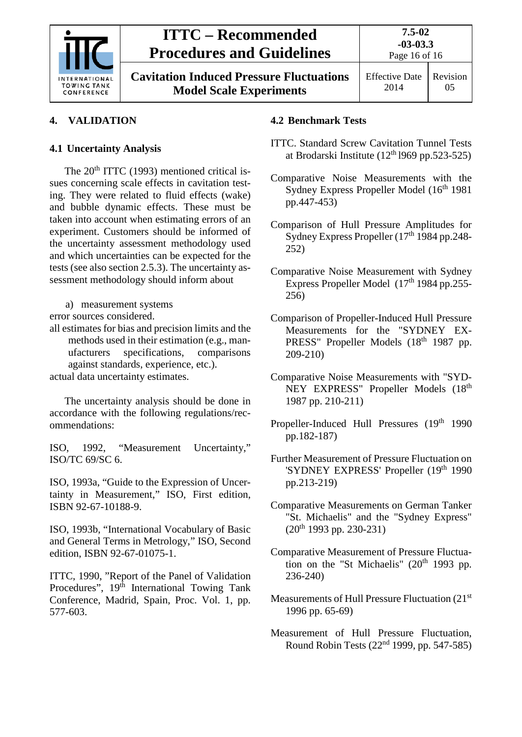## 4. VALIDATION

### 4.1 Uncertainty Analysis

The 20th ITTC (1993) mentioned critical issues concerning scale effects in cavitation testing. They were related to fluid effects (wake) and bubble dynamic effects. These must be taken into account when estimating errors of an experiment. Customers should be informed of the uncertainty assessment methodology used and which uncertainties can be expected for the tests (see also section 2.5.3). The uncertainty assessment methodology should inform about

a) measurement systems
error sources considered.
all estimates for bias and precision limits and the methods used in their estimation (e.g., manufacturers specifications, comparisons against standards, experience, etc.).
actual data uncertainty estimates.

The uncertainty analysis should be done in accordance with the following regulations/recommendations:

ISO, 1992, "Measurement Uncertainty," ISO/TC 69/SC 6.

ISO, 1993a, "Guide to the Expression of Uncertainty in Measurement," ISO, First edition, ISBN 92-67-10188-9.

ISO, 1993b, "International Vocabulary of Basic and General Terms in Metrology," ISO, Second edition, ISBN 92-67-01075-1.

ITTC, 1990, "Report of the Panel of Validation Procedures", 19th International Towing Tank Conference, Madrid, Spain, Proc. Vol. 1, pp. 577-603.

### 4.2 Benchmark Tests

ITTC. Standard Screw Cavitation Tunnel Tests at Brodarski Institute (12th 1969 pp.523-525)

Comparative Noise Measurements with the Sydney Express Propeller Model (16th 1981 pp.447-453)

Comparison of Hull Pressure Amplitudes for Sydney Express Propeller (17th 1984 pp.248-252)

Comparative Noise Measurement with Sydney Express Propeller Model (17th 1984 pp.255-256)

Comparison of Propeller-Induced Hull Pressure Measurements for the "SYDNEY EXPRESS" Propeller Models (18th 1987 pp. 209-210)

Comparative Noise Measurements with "SYDNEY EXPRESS" Propeller Models (18th 1987 pp. 210-211)

Propeller-Induced Hull Pressures (19th 1990 pp.182-187)

Further Measurement of Pressure Fluctuation on 'SYDNEY EXPRESS' Propeller (19th 1990 pp.213-219)

Comparative Measurements on German Tanker "St. Michaelis" and the "Sydney Express" (20th 1993 pp. 230-231)

Comparative Measurement of Pressure Fluctuation on the "St Michaelis" (20th 1993 pp. 236-240)

Measurements of Hull Pressure Fluctuation (21st 1996 pp. 65-69)

Measurement of Hull Pressure Fluctuation, Round Robin Tests (22nd 1999, pp. 547-585)